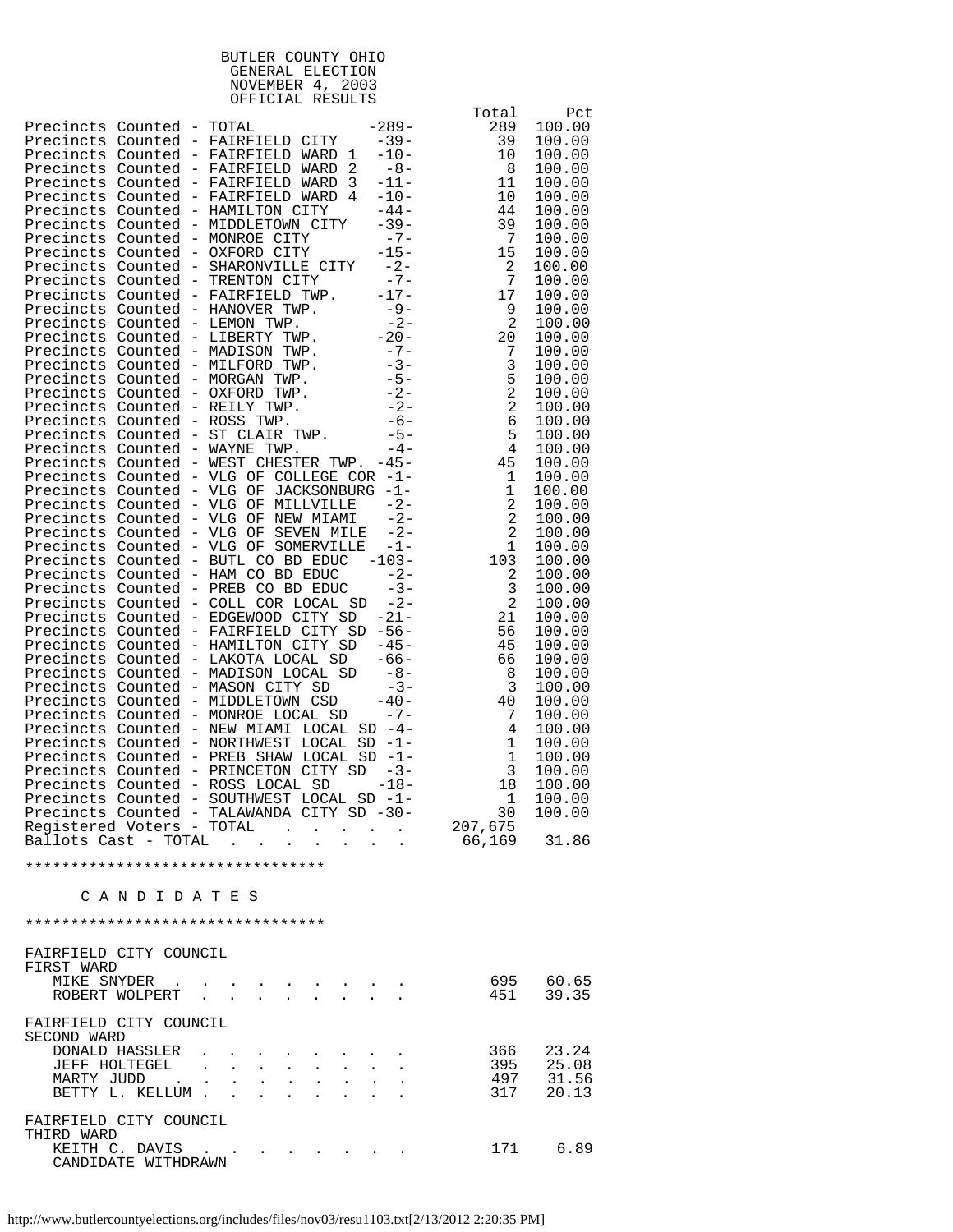# BUTLER COUNTY OHIO
## GENERAL ELECTION
## NOVEMBER 4, 2003
## OFFICIAL RESULTS

| | | Total | Pct |
|---|---|---|---|
| Precincts Counted - TOTAL | -289- | 289 | 100.00 |
| Precincts Counted - FAIRFIELD CITY | -39- | 39 | 100.00 |
| Precincts Counted - FAIRFIELD WARD 1 | -10- | 10 | 100.00 |
| Precincts Counted - FAIRFIELD WARD 2 | -8- | 8 | 100.00 |
| Precincts Counted - FAIRFIELD WARD 3 | -11- | 11 | 100.00 |
| Precincts Counted - FAIRFIELD WARD 4 | -10- | 10 | 100.00 |
| Precincts Counted - HAMILTON CITY | -44- | 44 | 100.00 |
| Precincts Counted - MIDDLETOWN CITY | -39- | 39 | 100.00 |
| Precincts Counted - MONROE CITY | -7- | 7 | 100.00 |
| Precincts Counted - OXFORD CITY | -15- | 15 | 100.00 |
| Precincts Counted - SHARONVILLE CITY | -2- | 2 | 100.00 |
| Precincts Counted - TRENTON CITY | -7- | 7 | 100.00 |
| Precincts Counted - FAIRFIELD TWP. | -17- | 17 | 100.00 |
| Precincts Counted - HANOVER TWP. | -9- | 9 | 100.00 |
| Precincts Counted - LEMON TWP. | -2- | 2 | 100.00 |
| Precincts Counted - LIBERTY TWP. | -20- | 20 | 100.00 |
| Precincts Counted - MADISON TWP. | -7- | 7 | 100.00 |
| Precincts Counted - MILFORD TWP. | -3- | 3 | 100.00 |
| Precincts Counted - MORGAN TWP. | -5- | 5 | 100.00 |
| Precincts Counted - OXFORD TWP. | -2- | 2 | 100.00 |
| Precincts Counted - REILY TWP. | -2- | 2 | 100.00 |
| Precincts Counted - ROSS TWP. | -6- | 6 | 100.00 |
| Precincts Counted - ST CLAIR TWP. | -5- | 5 | 100.00 |
| Precincts Counted - WAYNE TWP. | -4- | 4 | 100.00 |
| Precincts Counted - WEST CHESTER TWP. | -45- | 45 | 100.00 |
| Precincts Counted - VLG OF COLLEGE COR | -1- | 1 | 100.00 |
| Precincts Counted - VLG OF JACKSONBURG | -1- | 1 | 100.00 |
| Precincts Counted - VLG OF MILLVILLE | -2- | 2 | 100.00 |
| Precincts Counted - VLG OF NEW MIAMI | -2- | 2 | 100.00 |
| Precincts Counted - VLG OF SEVEN MILE | -2- | 2 | 100.00 |
| Precincts Counted - VLG OF SOMERVILLE | -1- | 1 | 100.00 |
| Precincts Counted - BUTL CO BD EDUC | -103- | 103 | 100.00 |
| Precincts Counted - HAM CO BD EDUC | -2- | 2 | 100.00 |
| Precincts Counted - PREB CO BD EDUC | -3- | 3 | 100.00 |
| Precincts Counted - COLL COR LOCAL SD | -2- | 2 | 100.00 |
| Precincts Counted - EDGEWOOD CITY SD | -21- | 21 | 100.00 |
| Precincts Counted - FAIRFIELD CITY SD | -56- | 56 | 100.00 |
| Precincts Counted - HAMILTON CITY SD | -45- | 45 | 100.00 |
| Precincts Counted - LAKOTA LOCAL SD | -66- | 66 | 100.00 |
| Precincts Counted - MADISON LOCAL SD | -8- | 8 | 100.00 |
| Precincts Counted - MASON CITY SD | -3- | 3 | 100.00 |
| Precincts Counted - MIDDLETOWN CSD | -40- | 40 | 100.00 |
| Precincts Counted - MONROE LOCAL SD | -7- | 7 | 100.00 |
| Precincts Counted - NEW MIAMI LOCAL SD | -4- | 4 | 100.00 |
| Precincts Counted - NORTHWEST LOCAL SD | -1- | 1 | 100.00 |
| Precincts Counted - PREB SHAW LOCAL SD | -1- | 1 | 100.00 |
| Precincts Counted - PRINCETON CITY SD | -3- | 3 | 100.00 |
| Precincts Counted - ROSS LOCAL SD | -18- | 18 | 100.00 |
| Precincts Counted - SOUTHWEST LOCAL SD | -1- | 1 | 100.00 |
| Precincts Counted - TALAWANDA CITY SD | -30- | 30 | 100.00 |
| Registered Voters - TOTAL | | 207,675 | |
| Ballots Cast - TOTAL | | 66,169 | 31.86 |

*********************************

C A N D I D A T E S

*********************************

FAIRFIELD CITY COUNCIL
FIRST WARD

| Candidate | Total | Pct |
|---|---|---|
| MIKE SNYDER | 695 | 60.65 |
| ROBERT WOLPERT | 451 | 39.35 |

FAIRFIELD CITY COUNCIL
SECOND WARD

| Candidate | Total | Pct |
|---|---|---|
| DONALD HASSLER | 366 | 23.24 |
| JEFF HOLTEGEL | 395 | 25.08 |
| MARTY JUDD | 497 | 31.56 |
| BETTY L. KELLUM | 317 | 20.13 |

FAIRFIELD CITY COUNCIL
THIRD WARD

| Candidate | Total | Pct |
|---|---|---|
| KEITH C. DAVIS<br>CANDIDATE WITHDRAWN | 171 | 6.89 |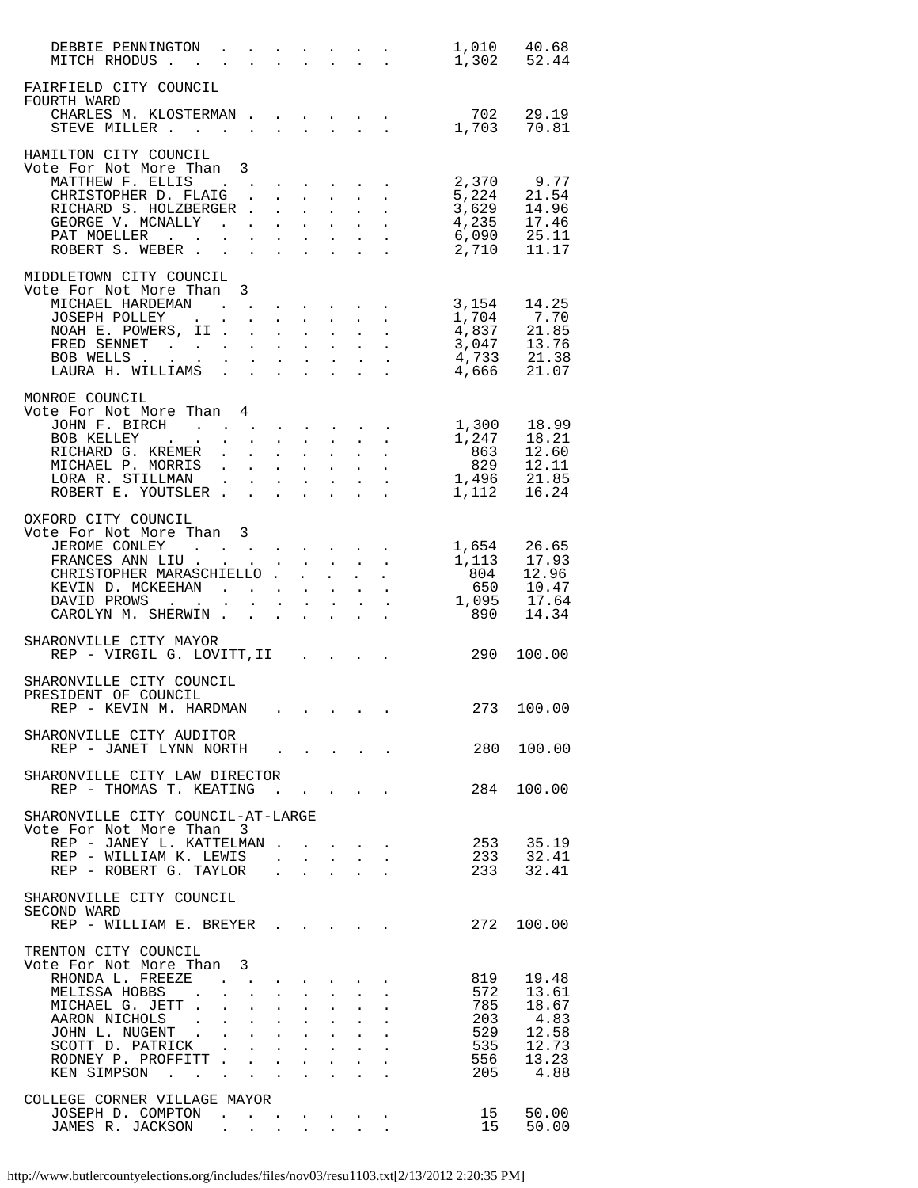| | | |
|---|---|---|
| DEBBIE PENNINGTON | 1,010 | 40.68 |
| MITCH RHODUS | 1,302 | 52.44 |

**FAIRFIELD CITY COUNCIL**
**FOURTH WARD**

| | | |
|---|---|---|
| CHARLES M. KLOSTERMAN | 702 | 29.19 |
| STEVE MILLER | 1,703 | 70.81 |

**HAMILTON CITY COUNCIL**
Vote For Not More Than 3

| | | |
|---|---|---|
| MATTHEW F. ELLIS | 2,370 | 9.77 |
| CHRISTOPHER D. FLAIG | 5,224 | 21.54 |
| RICHARD S. HOLZBERGER | 3,629 | 14.96 |
| GEORGE V. MCNALLY | 4,235 | 17.46 |
| PAT MOELLER | 6,090 | 25.11 |
| ROBERT S. WEBER | 2,710 | 11.17 |

**MIDDLETOWN CITY COUNCIL**
Vote For Not More Than 3

| | | |
|---|---|---|
| MICHAEL HARDEMAN | 3,154 | 14.25 |
| JOSEPH POLLEY | 1,704 | 7.70 |
| NOAH E. POWERS, II | 4,837 | 21.85 |
| FRED SENNET | 3,047 | 13.76 |
| BOB WELLS | 4,733 | 21.38 |
| LAURA H. WILLIAMS | 4,666 | 21.07 |

**MONROE COUNCIL**
Vote For Not More Than 4

| | | |
|---|---|---|
| JOHN F. BIRCH | 1,300 | 18.99 |
| BOB KELLEY | 1,247 | 18.21 |
| RICHARD G. KREMER | 863 | 12.60 |
| MICHAEL P. MORRIS | 829 | 12.11 |
| LORA R. STILLMAN | 1,496 | 21.85 |
| ROBERT E. YOUTSLER | 1,112 | 16.24 |

**OXFORD CITY COUNCIL**
Vote For Not More Than 3

| | | |
|---|---|---|
| JEROME CONLEY | 1,654 | 26.65 |
| FRANCES ANN LIU | 1,113 | 17.93 |
| CHRISTOPHER MARASCHIELLO | 804 | 12.96 |
| KEVIN D. MCKEEHAN | 650 | 10.47 |
| DAVID PROWS | 1,095 | 17.64 |
| CAROLYN M. SHERWIN | 890 | 14.34 |

**SHARONVILLE CITY MAYOR**

| | | |
|---|---|---|
| REP - VIRGIL G. LOVITT,II | 290 | 100.00 |

**SHARONVILLE CITY COUNCIL**
**PRESIDENT OF COUNCIL**

| | | |
|---|---|---|
| REP - KEVIN M. HARDMAN | 273 | 100.00 |

**SHARONVILLE CITY AUDITOR**

| | | |
|---|---|---|
| REP - JANET LYNN NORTH | 280 | 100.00 |

**SHARONVILLE CITY LAW DIRECTOR**

| | | |
|---|---|---|
| REP - THOMAS T. KEATING | 284 | 100.00 |

**SHARONVILLE CITY COUNCIL-AT-LARGE**
Vote For Not More Than 3

| | | |
|---|---|---|
| REP - JANEY L. KATTELMAN | 253 | 35.19 |
| REP - WILLIAM K. LEWIS | 233 | 32.41 |
| REP - ROBERT G. TAYLOR | 233 | 32.41 |

**SHARONVILLE CITY COUNCIL**
**SECOND WARD**

| | | |
|---|---|---|
| REP - WILLIAM E. BREYER | 272 | 100.00 |

**TRENTON CITY COUNCIL**
Vote For Not More Than 3

| | | |
|---|---|---|
| RHONDA L. FREEZE | 819 | 19.48 |
| MELISSA HOBBS | 572 | 13.61 |
| MICHAEL G. JETT | 785 | 18.67 |
| AARON NICHOLS | 203 | 4.83 |
| JOHN L. NUGENT | 529 | 12.58 |
| SCOTT D. PATRICK | 535 | 12.73 |
| RODNEY P. PROFFITT | 556 | 13.23 |
| KEN SIMPSON | 205 | 4.88 |

**COLLEGE CORNER VILLAGE MAYOR**

| | | |
|---|---|---|
| JOSEPH D. COMPTON | 15 | 50.00 |
| JAMES R. JACKSON | 15 | 50.00 |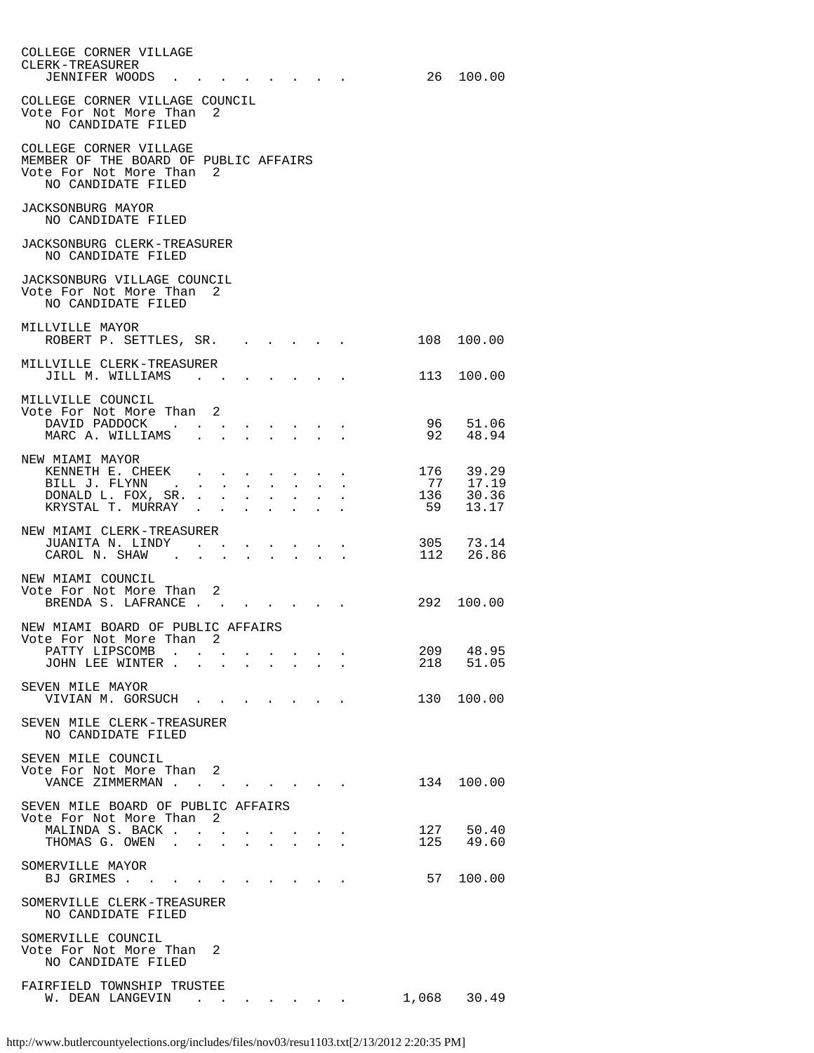COLLEGE CORNER VILLAGE
CLERK-TREASURER

| | | |
|---|---|---|
| JENNIFER WOODS | 26 | 100.00 |

COLLEGE CORNER VILLAGE COUNCIL
Vote For Not More Than 2
NO CANDIDATE FILED

COLLEGE CORNER VILLAGE
MEMBER OF THE BOARD OF PUBLIC AFFAIRS
Vote For Not More Than 2
NO CANDIDATE FILED

JACKSONBURG MAYOR
NO CANDIDATE FILED

JACKSONBURG CLERK-TREASURER
NO CANDIDATE FILED

JACKSONBURG VILLAGE COUNCIL
Vote For Not More Than 2
NO CANDIDATE FILED

MILLVILLE MAYOR

| | | |
|---|---|---|
| ROBERT P. SETTLES, SR. | 108 | 100.00 |

MILLVILLE CLERK-TREASURER

| | | |
|---|---|---|
| JILL M. WILLIAMS | 113 | 100.00 |

MILLVILLE COUNCIL
Vote For Not More Than 2

| | | |
|---|---|---|
| DAVID PADDOCK | 96 | 51.06 |
| MARC A. WILLIAMS | 92 | 48.94 |

NEW MIAMI MAYOR

| | | |
|---|---|---|
| KENNETH E. CHEEK | 176 | 39.29 |
| BILL J. FLYNN | 77 | 17.19 |
| DONALD L. FOX, SR. | 136 | 30.36 |
| KRYSTAL T. MURRAY | 59 | 13.17 |

NEW MIAMI CLERK-TREASURER

| | | |
|---|---|---|
| JUANITA N. LINDY | 305 | 73.14 |
| CAROL N. SHAW | 112 | 26.86 |

NEW MIAMI COUNCIL
Vote For Not More Than 2

| | | |
|---|---|---|
| BRENDA S. LAFRANCE | 292 | 100.00 |

NEW MIAMI BOARD OF PUBLIC AFFAIRS
Vote For Not More Than 2

| | | |
|---|---|---|
| PATTY LIPSCOMB | 209 | 48.95 |
| JOHN LEE WINTER | 218 | 51.05 |

SEVEN MILE MAYOR

| | | |
|---|---|---|
| VIVIAN M. GORSUCH | 130 | 100.00 |

SEVEN MILE CLERK-TREASURER
NO CANDIDATE FILED

SEVEN MILE COUNCIL
Vote For Not More Than 2

| | | |
|---|---|---|
| VANCE ZIMMERMAN | 134 | 100.00 |

SEVEN MILE BOARD OF PUBLIC AFFAIRS
Vote For Not More Than 2

| | | |
|---|---|---|
| MALINDA S. BACK | 127 | 50.40 |
| THOMAS G. OWEN | 125 | 49.60 |

SOMERVILLE MAYOR

| | | |
|---|---|---|
| BJ GRIMES | 57 | 100.00 |

SOMERVILLE CLERK-TREASURER
NO CANDIDATE FILED

SOMERVILLE COUNCIL
Vote For Not More Than 2
NO CANDIDATE FILED

FAIRFIELD TOWNSHIP TRUSTEE

| | | |
|---|---|---|
| W. DEAN LANGEVIN | 1,068 | 30.49 |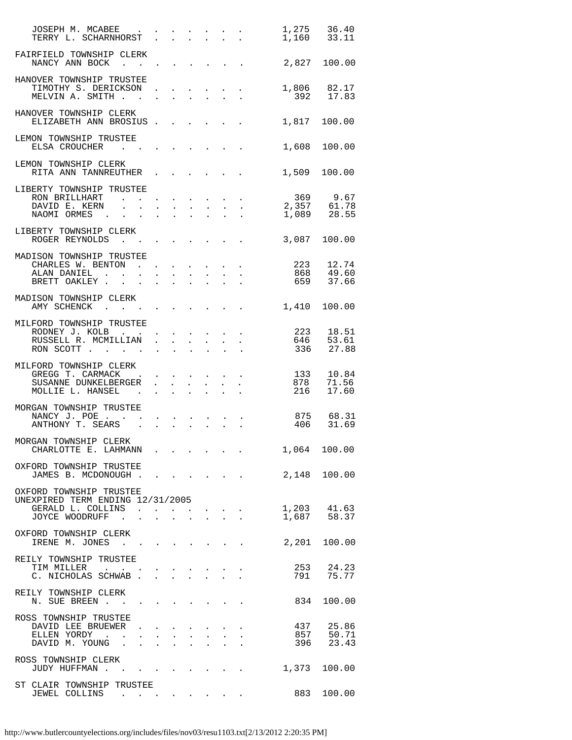| | | |
|---|---|---|
| JOSEPH M. MCABEE | 1,275 | 36.40 |
| TERRY L. SCHARNHORST | 1,160 | 33.11 |

**FAIRFIELD TOWNSHIP CLERK**

| | | |
|---|---|---|
| NANCY ANN BOCK | 2,827 | 100.00 |

**HANOVER TOWNSHIP TRUSTEE**

| | | |
|---|---|---|
| TIMOTHY S. DERICKSON | 1,806 | 82.17 |
| MELVIN A. SMITH | 392 | 17.83 |

**HANOVER TOWNSHIP CLERK**

| | | |
|---|---|---|
| ELIZABETH ANN BROSIUS | 1,817 | 100.00 |

**LEMON TOWNSHIP TRUSTEE**

| | | |
|---|---|---|
| ELSA CROUCHER | 1,608 | 100.00 |

**LEMON TOWNSHIP CLERK**

| | | |
|---|---|---|
| RITA ANN TANNREUTHER | 1,509 | 100.00 |

**LIBERTY TOWNSHIP TRUSTEE**

| | | |
|---|---|---|
| RON BRILLHART | 369 | 9.67 |
| DAVID E. KERN | 2,357 | 61.78 |
| NAOMI ORMES | 1,089 | 28.55 |

**LIBERTY TOWNSHIP CLERK**

| | | |
|---|---|---|
| ROGER REYNOLDS | 3,087 | 100.00 |

**MADISON TOWNSHIP TRUSTEE**

| | | |
|---|---|---|
| CHARLES W. BENTON | 223 | 12.74 |
| ALAN DANIEL | 868 | 49.60 |
| BRETT OAKLEY | 659 | 37.66 |

**MADISON TOWNSHIP CLERK**

| | | |
|---|---|---|
| AMY SCHENCK | 1,410 | 100.00 |

**MILFORD TOWNSHIP TRUSTEE**

| | | |
|---|---|---|
| RODNEY J. KOLB | 223 | 18.51 |
| RUSSELL R. MCMILLIAN | 646 | 53.61 |
| RON SCOTT | 336 | 27.88 |

**MILFORD TOWNSHIP CLERK**

| | | |
|---|---|---|
| GREGG T. CARMACK | 133 | 10.84 |
| SUSANNE DUNKELBERGER | 878 | 71.56 |
| MOLLIE L. HANSEL | 216 | 17.60 |

**MORGAN TOWNSHIP TRUSTEE**

| | | |
|---|---|---|
| NANCY J. POE | 875 | 68.31 |
| ANTHONY T. SEARS | 406 | 31.69 |

**MORGAN TOWNSHIP CLERK**

| | | |
|---|---|---|
| CHARLOTTE E. LAHMANN | 1,064 | 100.00 |

**OXFORD TOWNSHIP TRUSTEE**

| | | |
|---|---|---|
| JAMES B. MCDONOUGH | 2,148 | 100.00 |

**OXFORD TOWNSHIP TRUSTEE**
**UNEXPIRED TERM ENDING 12/31/2005**

| | | |
|---|---|---|
| GERALD L. COLLINS | 1,203 | 41.63 |
| JOYCE WOODRUFF | 1,687 | 58.37 |

**OXFORD TOWNSHIP CLERK**

| | | |
|---|---|---|
| IRENE M. JONES | 2,201 | 100.00 |

**REILY TOWNSHIP TRUSTEE**

| | | |
|---|---|---|
| TIM MILLER | 253 | 24.23 |
| C. NICHOLAS SCHWAB | 791 | 75.77 |

**REILY TOWNSHIP CLERK**

| | | |
|---|---|---|
| N. SUE BREEN | 834 | 100.00 |

**ROSS TOWNSHIP TRUSTEE**

| | | |
|---|---|---|
| DAVID LEE BRUEWER | 437 | 25.86 |
| ELLEN YORDY | 857 | 50.71 |
| DAVID M. YOUNG | 396 | 23.43 |

**ROSS TOWNSHIP CLERK**

| | | |
|---|---|---|
| JUDY HUFFMAN | 1,373 | 100.00 |

**ST CLAIR TOWNSHIP TRUSTEE**

| | | |
|---|---|---|
| JEWEL COLLINS | 883 | 100.00 |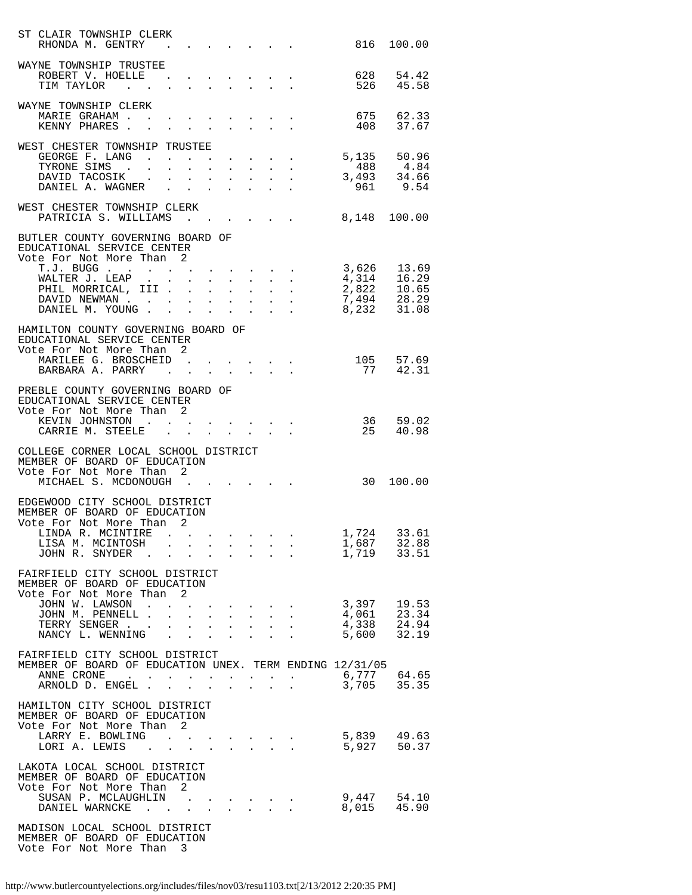ST CLAIR TOWNSHIP CLERK

| | | |
|---|---|---|
| RHONDA M. GENTRY | 816 | 100.00 |

WAYNE TOWNSHIP TRUSTEE

| | | |
|---|---|---|
| ROBERT V. HOELLE | 628 | 54.42 |
| TIM TAYLOR | 526 | 45.58 |

WAYNE TOWNSHIP CLERK

| | | |
|---|---|---|
| MARIE GRAHAM | 675 | 62.33 |
| KENNY PHARES | 408 | 37.67 |

WEST CHESTER TOWNSHIP TRUSTEE

| | | |
|---|---|---|
| GEORGE F. LANG | 5,135 | 50.96 |
| TYRONE SIMS | 488 | 4.84 |
| DAVID TACOSIK | 3,493 | 34.66 |
| DANIEL A. WAGNER | 961 | 9.54 |

WEST CHESTER TOWNSHIP CLERK

| | | |
|---|---|---|
| PATRICIA S. WILLIAMS | 8,148 | 100.00 |

BUTLER COUNTY GOVERNING BOARD OF
EDUCATIONAL SERVICE CENTER
Vote For Not More Than 2

| | | |
|---|---|---|
| T.J. BUGG | 3,626 | 13.69 |
| WALTER J. LEAP | 4,314 | 16.29 |
| PHIL MORRICAL, III | 2,822 | 10.65 |
| DAVID NEWMAN | 7,494 | 28.29 |
| DANIEL M. YOUNG | 8,232 | 31.08 |

HAMILTON COUNTY GOVERNING BOARD OF
EDUCATIONAL SERVICE CENTER
Vote For Not More Than 2

| | | |
|---|---|---|
| MARILEE G. BROSCHEID | 105 | 57.69 |
| BARBARA A. PARRY | 77 | 42.31 |

PREBLE COUNTY GOVERNING BOARD OF
EDUCATIONAL SERVICE CENTER
Vote For Not More Than 2

| | | |
|---|---|---|
| KEVIN JOHNSTON | 36 | 59.02 |
| CARRIE M. STEELE | 25 | 40.98 |

COLLEGE CORNER LOCAL SCHOOL DISTRICT
MEMBER OF BOARD OF EDUCATION
Vote For Not More Than 2

| | | |
|---|---|---|
| MICHAEL S. MCDONOUGH | 30 | 100.00 |

EDGEWOOD CITY SCHOOL DISTRICT
MEMBER OF BOARD OF EDUCATION
Vote For Not More Than 2

| | | |
|---|---|---|
| LINDA R. MCINTIRE | 1,724 | 33.61 |
| LISA M. MCINTOSH | 1,687 | 32.88 |
| JOHN R. SNYDER | 1,719 | 33.51 |

FAIRFIELD CITY SCHOOL DISTRICT
MEMBER OF BOARD OF EDUCATION
Vote For Not More Than 2

| | | |
|---|---|---|
| JOHN W. LAWSON | 3,397 | 19.53 |
| JOHN M. PENNELL | 4,061 | 23.34 |
| TERRY SENGER | 4,338 | 24.94 |
| NANCY L. WENNING | 5,600 | 32.19 |

FAIRFIELD CITY SCHOOL DISTRICT
MEMBER OF BOARD OF EDUCATION UNEX. TERM ENDING 12/31/05

| | | |
|---|---|---|
| ANNE CRONE | 6,777 | 64.65 |
| ARNOLD D. ENGEL | 3,705 | 35.35 |

HAMILTON CITY SCHOOL DISTRICT
MEMBER OF BOARD OF EDUCATION
Vote For Not More Than 2

| | | |
|---|---|---|
| LARRY E. BOWLING | 5,839 | 49.63 |
| LORI A. LEWIS | 5,927 | 50.37 |

LAKOTA LOCAL SCHOOL DISTRICT
MEMBER OF BOARD OF EDUCATION
Vote For Not More Than 2

| | | |
|---|---|---|
| SUSAN P. MCLAUGHLIN | 9,447 | 54.10 |
| DANIEL WARNCKE | 8,015 | 45.90 |

MADISON LOCAL SCHOOL DISTRICT
MEMBER OF BOARD OF EDUCATION
Vote For Not More Than 3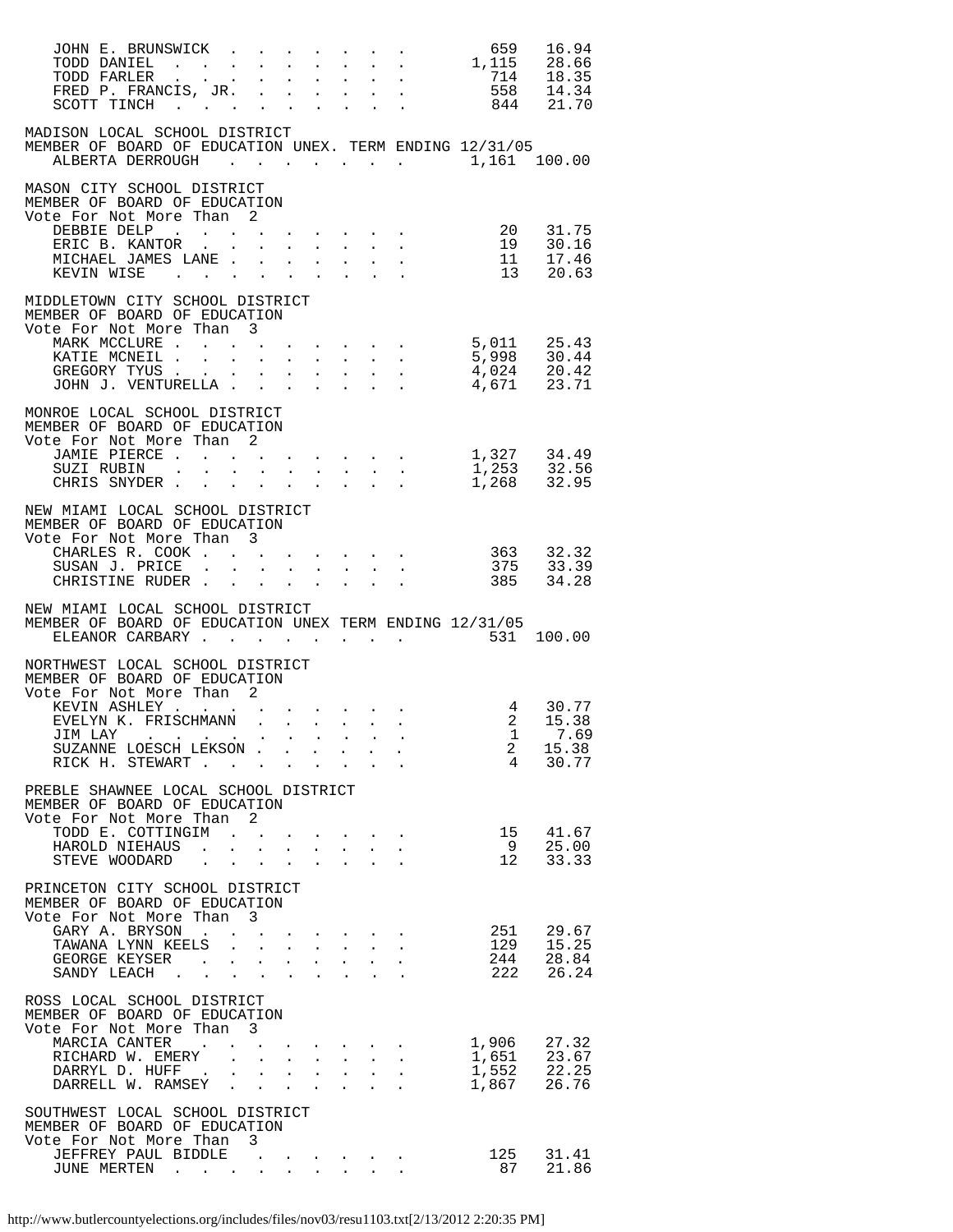| Candidate | Votes | Percent |
|---|---|---|
| JOHN E. BRUNSWICK | 659 | 16.94 |
| TODD DANIEL | 1,115 | 28.66 |
| TODD FARLER | 714 | 18.35 |
| FRED P. FRANCIS, JR. | 558 | 14.34 |
| SCOTT TINCH | 844 | 21.70 |

MADISON LOCAL SCHOOL DISTRICT
MEMBER OF BOARD OF EDUCATION UNEX. TERM ENDING 12/31/05

| Candidate | Votes | Percent |
|---|---|---|
| ALBERTA DERROUGH | 1,161 | 100.00 |

MASON CITY SCHOOL DISTRICT
MEMBER OF BOARD OF EDUCATION
Vote For Not More Than 2

| Candidate | Votes | Percent |
|---|---|---|
| DEBBIE DELP | 20 | 31.75 |
| ERIC B. KANTOR | 19 | 30.16 |
| MICHAEL JAMES LANE | 11 | 17.46 |
| KEVIN WISE | 13 | 20.63 |

MIDDLETOWN CITY SCHOOL DISTRICT
MEMBER OF BOARD OF EDUCATION
Vote For Not More Than 3

| Candidate | Votes | Percent |
|---|---|---|
| MARK MCCLURE | 5,011 | 25.43 |
| KATIE MCNEIL | 5,998 | 30.44 |
| GREGORY TYUS | 4,024 | 20.42 |
| JOHN J. VENTURELLA | 4,671 | 23.71 |

MONROE LOCAL SCHOOL DISTRICT
MEMBER OF BOARD OF EDUCATION
Vote For Not More Than 2

| Candidate | Votes | Percent |
|---|---|---|
| JAMIE PIERCE | 1,327 | 34.49 |
| SUZI RUBIN | 1,253 | 32.56 |
| CHRIS SNYDER | 1,268 | 32.95 |

NEW MIAMI LOCAL SCHOOL DISTRICT
MEMBER OF BOARD OF EDUCATION
Vote For Not More Than 3

| Candidate | Votes | Percent |
|---|---|---|
| CHARLES R. COOK | 363 | 32.32 |
| SUSAN J. PRICE | 375 | 33.39 |
| CHRISTINE RUDER | 385 | 34.28 |

NEW MIAMI LOCAL SCHOOL DISTRICT
MEMBER OF BOARD OF EDUCATION UNEX TERM ENDING 12/31/05

| Candidate | Votes | Percent |
|---|---|---|
| ELEANOR CARBARY | 531 | 100.00 |

NORTHWEST LOCAL SCHOOL DISTRICT
MEMBER OF BOARD OF EDUCATION
Vote For Not More Than 2

| Candidate | Votes | Percent |
|---|---|---|
| KEVIN ASHLEY | 4 | 30.77 |
| EVELYN K. FRISCHMANN | 2 | 15.38 |
| JIM LAY | 1 | 7.69 |
| SUZANNE LOESCH LEKSON | 2 | 15.38 |
| RICK H. STEWART | 4 | 30.77 |

PREBLE SHAWNEE LOCAL SCHOOL DISTRICT
MEMBER OF BOARD OF EDUCATION
Vote For Not More Than 2

| Candidate | Votes | Percent |
|---|---|---|
| TODD E. COTTINGIM | 15 | 41.67 |
| HAROLD NIEHAUS | 9 | 25.00 |
| STEVE WOODARD | 12 | 33.33 |

PRINCETON CITY SCHOOL DISTRICT
MEMBER OF BOARD OF EDUCATION
Vote For Not More Than 3

| Candidate | Votes | Percent |
|---|---|---|
| GARY A. BRYSON | 251 | 29.67 |
| TAWANA LYNN KEELS | 129 | 15.25 |
| GEORGE KEYSER | 244 | 28.84 |
| SANDY LEACH | 222 | 26.24 |

ROSS LOCAL SCHOOL DISTRICT
MEMBER OF BOARD OF EDUCATION
Vote For Not More Than 3

| Candidate | Votes | Percent |
|---|---|---|
| MARCIA CANTER | 1,906 | 27.32 |
| RICHARD W. EMERY | 1,651 | 23.67 |
| DARRYL D. HUFF | 1,552 | 22.25 |
| DARRELL W. RAMSEY | 1,867 | 26.76 |

SOUTHWEST LOCAL SCHOOL DISTRICT
MEMBER OF BOARD OF EDUCATION
Vote For Not More Than 3

| Candidate | Votes | Percent |
|---|---|---|
| JEFFREY PAUL BIDDLE | 125 | 31.41 |
| JUNE MERTEN | 87 | 21.86 |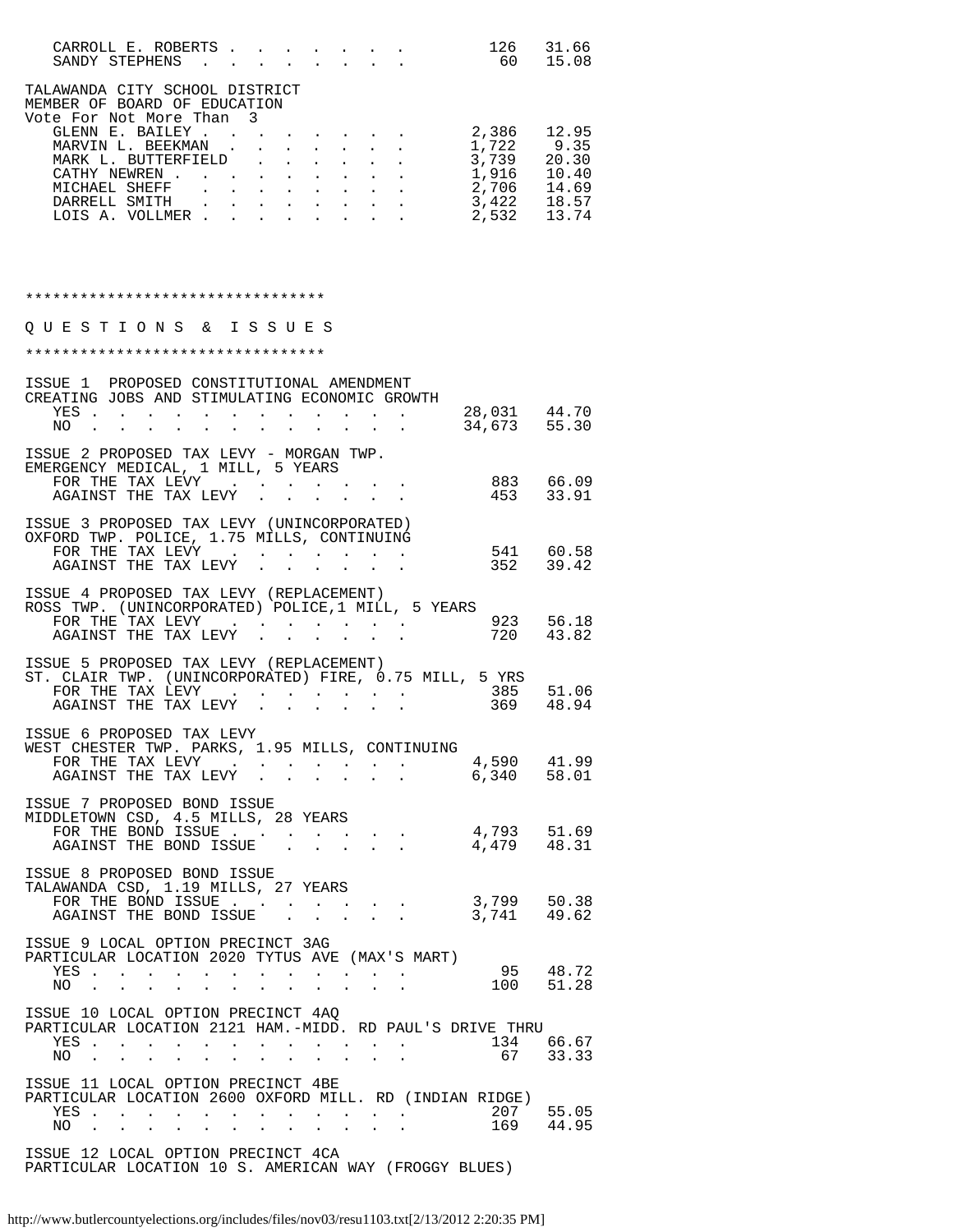| | | |
|---|---|---|
| CARROLL E. ROBERTS | 126 | 31.66 |
| SANDY STEPHENS | 60 | 15.08 |

TALAWANDA CITY SCHOOL DISTRICT
MEMBER OF BOARD OF EDUCATION
Vote For Not More Than 3

| | | |
|---|---|---|
| GLENN E. BAILEY | 2,386 | 12.95 |
| MARVIN L. BEEKMAN | 1,722 | 9.35 |
| MARK L. BUTTERFIELD | 3,739 | 20.30 |
| CATHY NEWREN | 1,916 | 10.40 |
| MICHAEL SHEFF | 2,706 | 14.69 |
| DARRELL SMITH | 3,422 | 18.57 |
| LOIS A. VOLLMER | 2,532 | 13.74 |

*********************************

## Q U E S T I O N S & I S S U E S

*********************************

ISSUE 1 PROPOSED CONSTITUTIONAL AMENDMENT
CREATING JOBS AND STIMULATING ECONOMIC GROWTH

| | | |
|---|---|---|
| YES | 28,031 | 44.70 |
| NO | 34,673 | 55.30 |

ISSUE 2 PROPOSED TAX LEVY - MORGAN TWP.
EMERGENCY MEDICAL, 1 MILL, 5 YEARS

| | | |
|---|---|---|
| FOR THE TAX LEVY | 883 | 66.09 |
| AGAINST THE TAX LEVY | 453 | 33.91 |

ISSUE 3 PROPOSED TAX LEVY (UNINCORPORATED)
OXFORD TWP. POLICE, 1.75 MILLS, CONTINUING

| | | |
|---|---|---|
| FOR THE TAX LEVY | 541 | 60.58 |
| AGAINST THE TAX LEVY | 352 | 39.42 |

ISSUE 4 PROPOSED TAX LEVY (REPLACEMENT)
ROSS TWP. (UNINCORPORATED) POLICE,1 MILL, 5 YEARS

| | | |
|---|---|---|
| FOR THE TAX LEVY | 923 | 56.18 |
| AGAINST THE TAX LEVY | 720 | 43.82 |

ISSUE 5 PROPOSED TAX LEVY (REPLACEMENT)
ST. CLAIR TWP. (UNINCORPORATED) FIRE, 0.75 MILL, 5 YRS

| | | |
|---|---|---|
| FOR THE TAX LEVY | 385 | 51.06 |
| AGAINST THE TAX LEVY | 369 | 48.94 |

ISSUE 6 PROPOSED TAX LEVY
WEST CHESTER TWP. PARKS, 1.95 MILLS, CONTINUING

| | | |
|---|---|---|
| FOR THE TAX LEVY | 4,590 | 41.99 |
| AGAINST THE TAX LEVY | 6,340 | 58.01 |

ISSUE 7 PROPOSED BOND ISSUE
MIDDLETOWN CSD, 4.5 MILLS, 28 YEARS

| | | |
|---|---|---|
| FOR THE BOND ISSUE | 4,793 | 51.69 |
| AGAINST THE BOND ISSUE | 4,479 | 48.31 |

ISSUE 8 PROPOSED BOND ISSUE
TALAWANDA CSD, 1.19 MILLS, 27 YEARS

| | | |
|---|---|---|
| FOR THE BOND ISSUE | 3,799 | 50.38 |
| AGAINST THE BOND ISSUE | 3,741 | 49.62 |

ISSUE 9 LOCAL OPTION PRECINCT 3AG
PARTICULAR LOCATION 2020 TYTUS AVE (MAX'S MART)

| | | |
|---|---|---|
| YES | 95 | 48.72 |
| NO | 100 | 51.28 |

ISSUE 10 LOCAL OPTION PRECINCT 4AQ
PARTICULAR LOCATION 2121 HAM.-MIDD. RD PAUL'S DRIVE THRU

| | | |
|---|---|---|
| YES | 134 | 66.67 |
| NO | 67 | 33.33 |

ISSUE 11 LOCAL OPTION PRECINCT 4BE
PARTICULAR LOCATION 2600 OXFORD MILL. RD (INDIAN RIDGE)

| | | |
|---|---|---|
| YES | 207 | 55.05 |
| NO | 169 | 44.95 |

ISSUE 12 LOCAL OPTION PRECINCT 4CA
PARTICULAR LOCATION 10 S. AMERICAN WAY (FROGGY BLUES)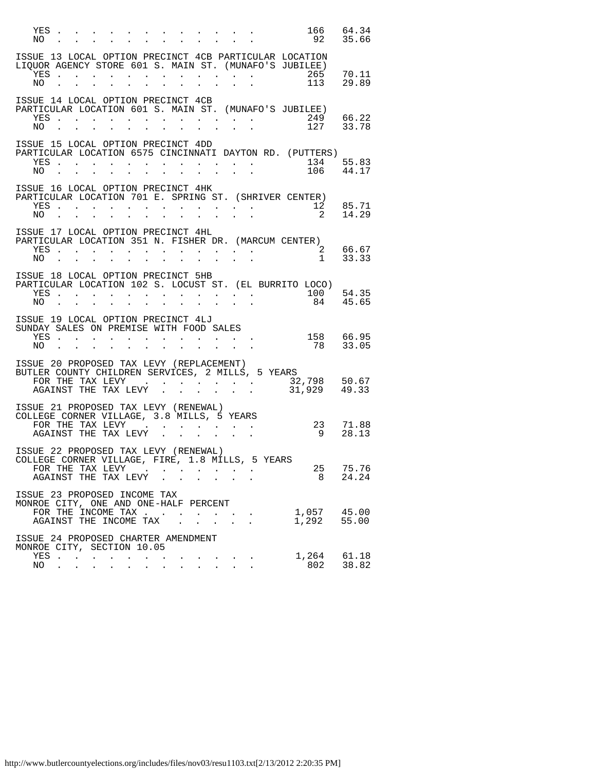| | | |
|---|---|---|
| YES | 166 | 64.34 |
| NO | 92 | 35.66 |

ISSUE 13 LOCAL OPTION PRECINCT 4CB PARTICULAR LOCATION
LIQUOR AGENCY STORE 601 S. MAIN ST. (MUNAFO'S JUBILEE)

| | | |
|---|---|---|
| YES | 265 | 70.11 |
| NO | 113 | 29.89 |

ISSUE 14 LOCAL OPTION PRECINCT 4CB
PARTICULAR LOCATION 601 S. MAIN ST. (MUNAFO'S JUBILEE)

| | | |
|---|---|---|
| YES | 249 | 66.22 |
| NO | 127 | 33.78 |

ISSUE 15 LOCAL OPTION PRECINCT 4DD
PARTICULAR LOCATION 6575 CINCINNATI DAYTON RD. (PUTTERS)

| | | |
|---|---|---|
| YES | 134 | 55.83 |
| NO | 106 | 44.17 |

ISSUE 16 LOCAL OPTION PRECINCT 4HK
PARTICULAR LOCATION 701 E. SPRING ST. (SHRIVER CENTER)

| | | |
|---|---|---|
| YES | 12 | 85.71 |
| NO | 2 | 14.29 |

ISSUE 17 LOCAL OPTION PRECINCT 4HL
PARTICULAR LOCATION 351 N. FISHER DR. (MARCUM CENTER)

| | | |
|---|---|---|
| YES | 2 | 66.67 |
| NO | 1 | 33.33 |

ISSUE 18 LOCAL OPTION PRECINCT 5HB
PARTICULAR LOCATION 102 S. LOCUST ST. (EL BURRITO LOCO)

| | | |
|---|---|---|
| YES | 100 | 54.35 |
| NO | 84 | 45.65 |

ISSUE 19 LOCAL OPTION PRECINCT 4LJ
SUNDAY SALES ON PREMISE WITH FOOD SALES

| | | |
|---|---|---|
| YES | 158 | 66.95 |
| NO | 78 | 33.05 |

ISSUE 20 PROPOSED TAX LEVY (REPLACEMENT)
BUTLER COUNTY CHILDREN SERVICES, 2 MILLS, 5 YEARS

| | | |
|---|---|---|
| FOR THE TAX LEVY | 32,798 | 50.67 |
| AGAINST THE TAX LEVY | 31,929 | 49.33 |

ISSUE 21 PROPOSED TAX LEVY (RENEWAL)
COLLEGE CORNER VILLAGE, 3.8 MILLS, 5 YEARS

| | | |
|---|---|---|
| FOR THE TAX LEVY | 23 | 71.88 |
| AGAINST THE TAX LEVY | 9 | 28.13 |

ISSUE 22 PROPOSED TAX LEVY (RENEWAL)
COLLEGE CORNER VILLAGE, FIRE, 1.8 MILLS, 5 YEARS

| | | |
|---|---|---|
| FOR THE TAX LEVY | 25 | 75.76 |
| AGAINST THE TAX LEVY | 8 | 24.24 |

ISSUE 23 PROPOSED INCOME TAX
MONROE CITY, ONE AND ONE-HALF PERCENT

| | | |
|---|---|---|
| FOR THE INCOME TAX | 1,057 | 45.00 |
| AGAINST THE INCOME TAX | 1,292 | 55.00 |

ISSUE 24 PROPOSED CHARTER AMENDMENT
MONROE CITY, SECTION 10.05

| | | |
|---|---|---|
| YES | 1,264 | 61.18 |
| NO | 802 | 38.82 |